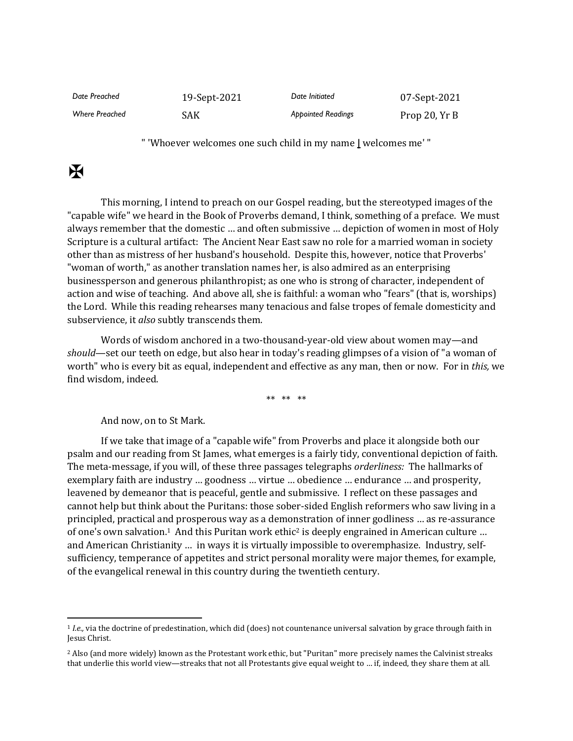| *Date Preached* | 19-Sept-2021 | *Date Initiated* | 07-Sept-2021 |
|---|---|---|---|
| *Where Preached* | SAK | *Appointed Readings* | Prop 20, Yr B |

" 'Whoever welcomes one such child in my name I welcomes me' "

✠

This morning, I intend to preach on our Gospel reading, but the stereotyped images of the "capable wife" we heard in the Book of Proverbs demand, I think, something of a preface. We must always remember that the domestic … and often submissive … depiction of women in most of Holy Scripture is a cultural artifact: The Ancient Near East saw no role for a married woman in society other than as mistress of her husband's household. Despite this, however, notice that Proverbs' "woman of worth," as another translation names her, is also admired as an enterprising businessperson and generous philanthropist; as one who is strong of character, independent of action and wise of teaching. And above all, she is faithful: a woman who "fears" (that is, worships) the Lord. While this reading rehearses many tenacious and false tropes of female domesticity and subservience, it *also* subtly transcends them.

Words of wisdom anchored in a two-thousand-year-old view about women may—and *should*—set our teeth on edge, but also hear in today's reading glimpses of a vision of "a woman of worth" who is every bit as equal, independent and effective as any man, then or now. For in *this,* we find wisdom, indeed.

** ** **

And now, on to St Mark.

If we take that image of a "capable wife" from Proverbs and place it alongside both our psalm and our reading from St James, what emerges is a fairly tidy, conventional depiction of faith. The meta-message, if you will, of these three passages telegraphs *orderliness:* The hallmarks of exemplary faith are industry … goodness … virtue … obedience … endurance … and prosperity, leavened by demeanor that is peaceful, gentle and submissive. I reflect on these passages and cannot help but think about the Puritans: those sober-sided English reformers who saw living in a principled, practical and prosperous way as a demonstration of inner godliness … as re-assurance of one's own salvation.[1] And this Puritan work ethic[2] is deeply engrained in American culture … and American Christianity … in ways it is virtually impossible to overemphasize. Industry, self-sufficiency, temperance of appetites and strict personal morality were major themes, for example, of the evangelical renewal in this country during the twentieth century.

---

[1] *I.e.,* via the doctrine of predestination, which did (does) not countenance universal salvation by grace through faith in Jesus Christ.

[2] Also (and more widely) known as the Protestant work ethic, but "Puritan" more precisely names the Calvinist streaks that underlie this world view—streaks that not all Protestants give equal weight to … if, indeed, they share them at all.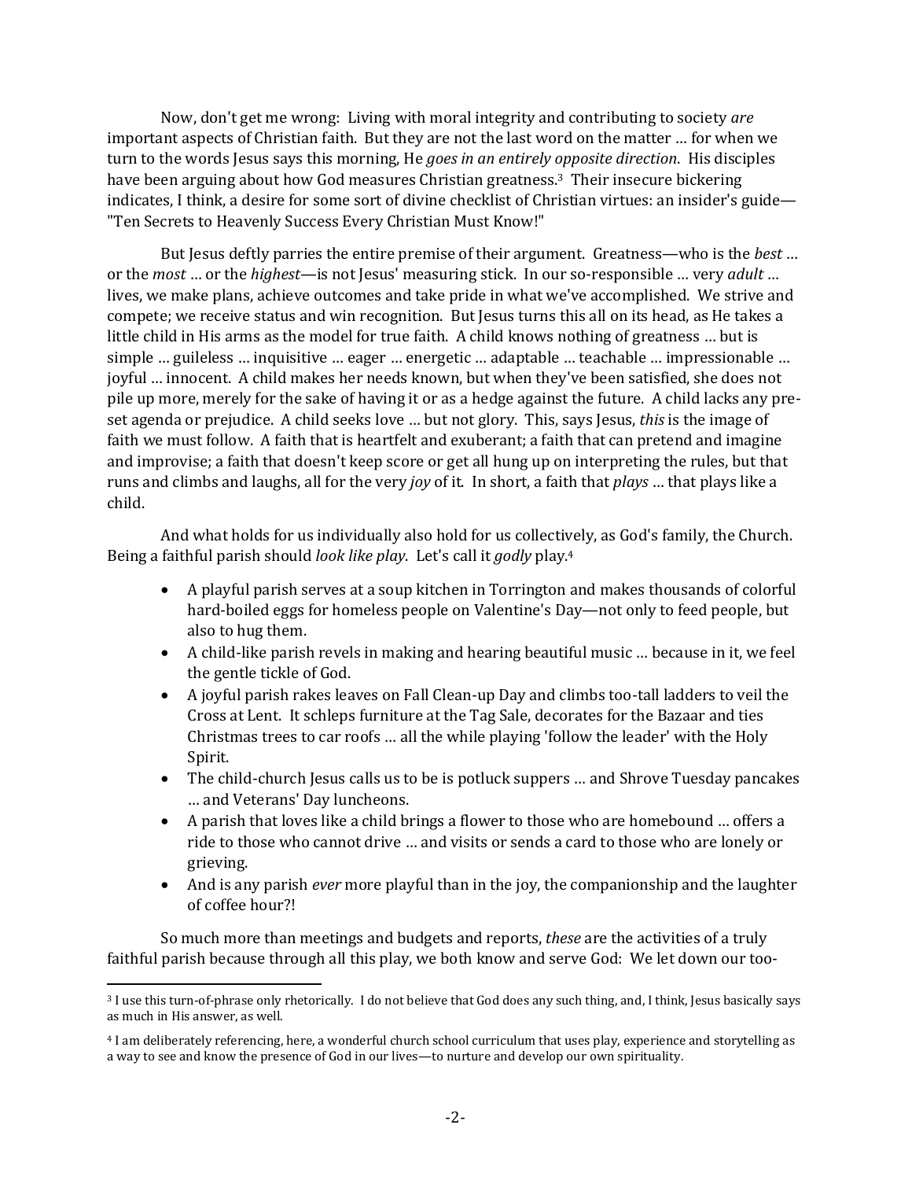Now, don't get me wrong: Living with moral integrity and contributing to society *are* important aspects of Christian faith. But they are not the last word on the matter … for when we turn to the words Jesus says this morning, He *goes in an entirely opposite direction*. His disciples have been arguing about how God measures Christian greatness.[3] Their insecure bickering indicates, I think, a desire for some sort of divine checklist of Christian virtues: an insider's guide—"Ten Secrets to Heavenly Success Every Christian Must Know!"

But Jesus deftly parries the entire premise of their argument. Greatness—who is the *best* … or the *most* … or the *highest*—is not Jesus' measuring stick. In our so-responsible … very *adult* … lives, we make plans, achieve outcomes and take pride in what we've accomplished. We strive and compete; we receive status and win recognition. But Jesus turns this all on its head, as He takes a little child in His arms as the model for true faith. A child knows nothing of greatness … but is simple … guileless … inquisitive … eager … energetic … adaptable … teachable … impressionable … joyful … innocent. A child makes her needs known, but when they've been satisfied, she does not pile up more, merely for the sake of having it or as a hedge against the future. A child lacks any pre-set agenda or prejudice. A child seeks love … but not glory. This, says Jesus, *this* is the image of faith we must follow. A faith that is heartfelt and exuberant; a faith that can pretend and imagine and improvise; a faith that doesn't keep score or get all hung up on interpreting the rules, but that runs and climbs and laughs, all for the very *joy* of it. In short, a faith that *plays* … that plays like a child.

And what holds for us individually also hold for us collectively, as God's family, the Church. Being a faithful parish should *look like play*. Let's call it *godly* play.[4]

- A playful parish serves at a soup kitchen in Torrington and makes thousands of colorful hard-boiled eggs for homeless people on Valentine's Day—not only to feed people, but also to hug them.
- A child-like parish revels in making and hearing beautiful music … because in it, we feel the gentle tickle of God.
- A joyful parish rakes leaves on Fall Clean-up Day and climbs too-tall ladders to veil the Cross at Lent. It schleps furniture at the Tag Sale, decorates for the Bazaar and ties Christmas trees to car roofs … all the while playing 'follow the leader' with the Holy Spirit.
- The child-church Jesus calls us to be is potluck suppers … and Shrove Tuesday pancakes … and Veterans' Day luncheons.
- A parish that loves like a child brings a flower to those who are homebound … offers a ride to those who cannot drive … and visits or sends a card to those who are lonely or grieving.
- And is any parish *ever* more playful than in the joy, the companionship and the laughter of coffee hour?!

So much more than meetings and budgets and reports, *these* are the activities of a truly faithful parish because through all this play, we both know and serve God: We let down our too-

---

[3] I use this turn-of-phrase only rhetorically. I do not believe that God does any such thing, and, I think, Jesus basically says as much in His answer, as well.

[4] I am deliberately referencing, here, a wonderful church school curriculum that uses play, experience and storytelling as a way to see and know the presence of God in our lives—to nurture and develop our own spirituality.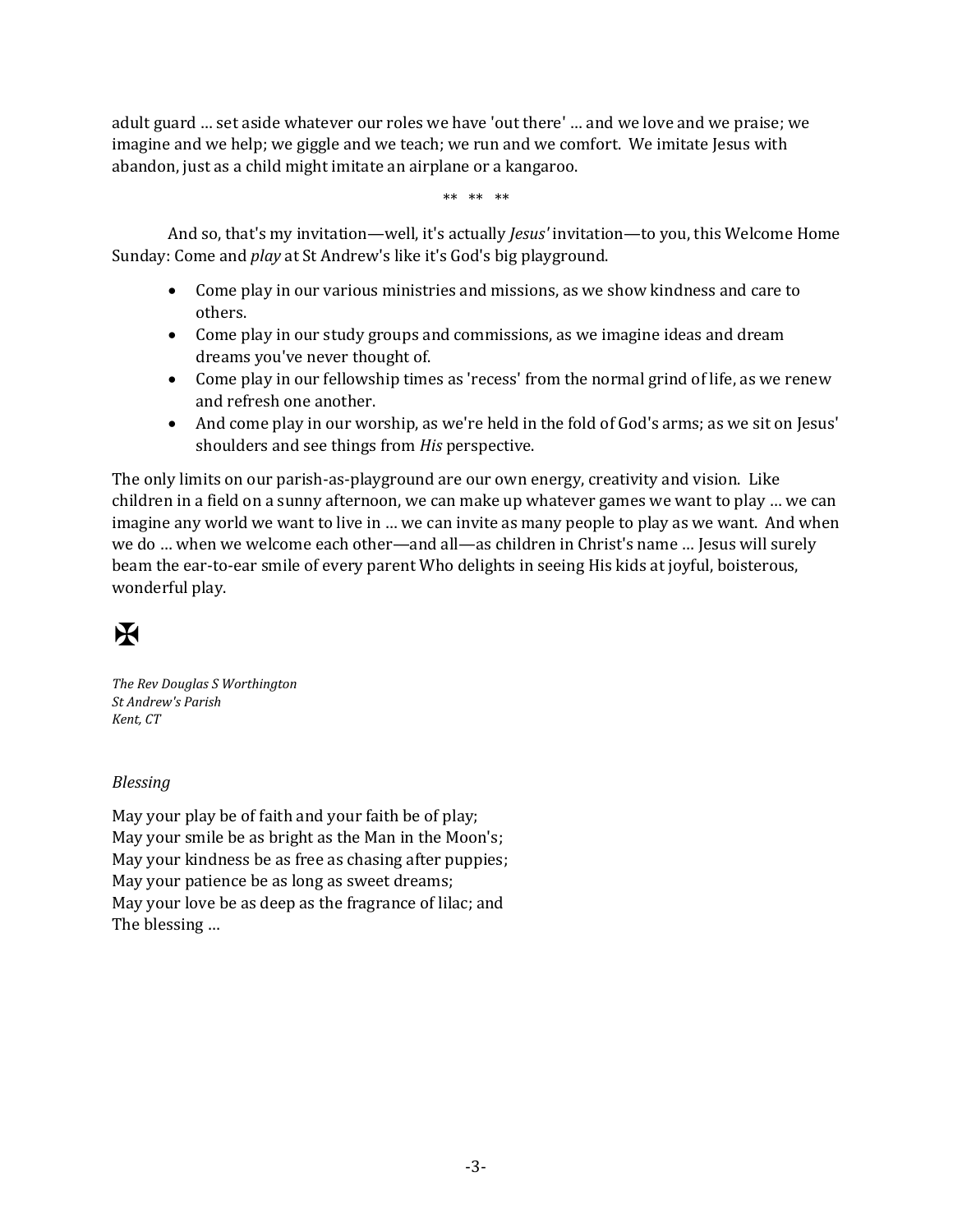adult guard … set aside whatever our roles we have 'out there' … and we love and we praise; we imagine and we help; we giggle and we teach; we run and we comfort. We imitate Jesus with abandon, just as a child might imitate an airplane or a kangaroo.

** ** **

And so, that's my invitation—well, it's actually *Jesus'* invitation—to you, this Welcome Home Sunday: Come and *play* at St Andrew's like it's God's big playground.

- Come play in our various ministries and missions, as we show kindness and care to others.
- Come play in our study groups and commissions, as we imagine ideas and dream dreams you've never thought of.
- Come play in our fellowship times as 'recess' from the normal grind of life, as we renew and refresh one another.
- And come play in our worship, as we're held in the fold of God's arms; as we sit on Jesus' shoulders and see things from *His* perspective.

The only limits on our parish-as-playground are our own energy, creativity and vision. Like children in a field on a sunny afternoon, we can make up whatever games we want to play … we can imagine any world we want to live in … we can invite as many people to play as we want. And when we do … when we welcome each other—and all—as children in Christ's name … Jesus will surely beam the ear-to-ear smile of every parent Who delights in seeing His kids at joyful, boisterous, wonderful play.

✠

*The Rev Douglas S Worthington*
*St Andrew's Parish*
*Kent, CT*

*Blessing*

May your play be of faith and your faith be of play;
May your smile be as bright as the Man in the Moon's;
May your kindness be as free as chasing after puppies;
May your patience be as long as sweet dreams;
May your love be as deep as the fragrance of lilac; and
The blessing …